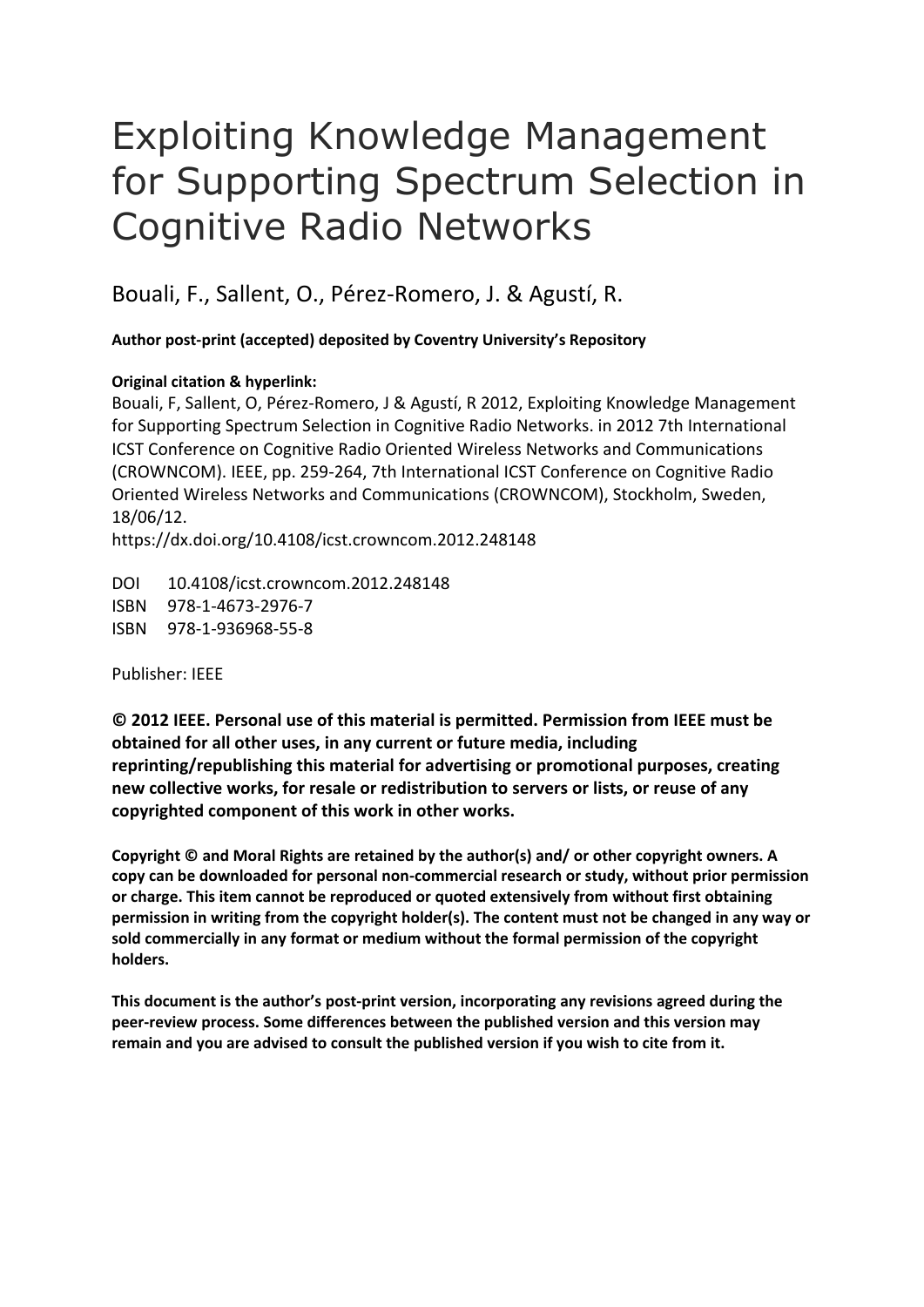# Exploiting Knowledge Management for Supporting Spectrum Selection in Cognitive Radio Networks

Bouali, F., Sallent, O., Pérez-Romero, J. & Agustí, R.

**Author post-print (accepted) deposited by Coventry University's Repository**

**Original citation & hyperlink:**

Bouali, F, Sallent, O, Pérez-Romero, J & Agustí, R 2012, Exploiting Knowledge Management for Supporting Spectrum Selection in Cognitive Radio Networks. in 2012 7th International ICST Conference on Cognitive Radio Oriented Wireless Networks and Communications (CROWNCOM). IEEE, pp. 259-264, 7th International ICST Conference on Cognitive Radio Oriented Wireless Networks and Communications (CROWNCOM), Stockholm, Sweden, 18/06/12.
https://dx.doi.org/10.4108/icst.crowncom.2012.248148

DOI 10.4108/icst.crowncom.2012.248148
ISBN 978-1-4673-2976-7
ISBN 978-1-936968-55-8

Publisher: IEEE

**© 2012 IEEE. Personal use of this material is permitted. Permission from IEEE must be obtained for all other uses, in any current or future media, including reprinting/republishing this material for advertising or promotional purposes, creating new collective works, for resale or redistribution to servers or lists, or reuse of any copyrighted component of this work in other works.**

**Copyright © and Moral Rights are retained by the author(s) and/ or other copyright owners. A copy can be downloaded for personal non-commercial research or study, without prior permission or charge. This item cannot be reproduced or quoted extensively from without first obtaining permission in writing from the copyright holder(s). The content must not be changed in any way or sold commercially in any format or medium without the formal permission of the copyright holders.**

**This document is the author's post-print version, incorporating any revisions agreed during the peer-review process. Some differences between the published version and this version may remain and you are advised to consult the published version if you wish to cite from it.**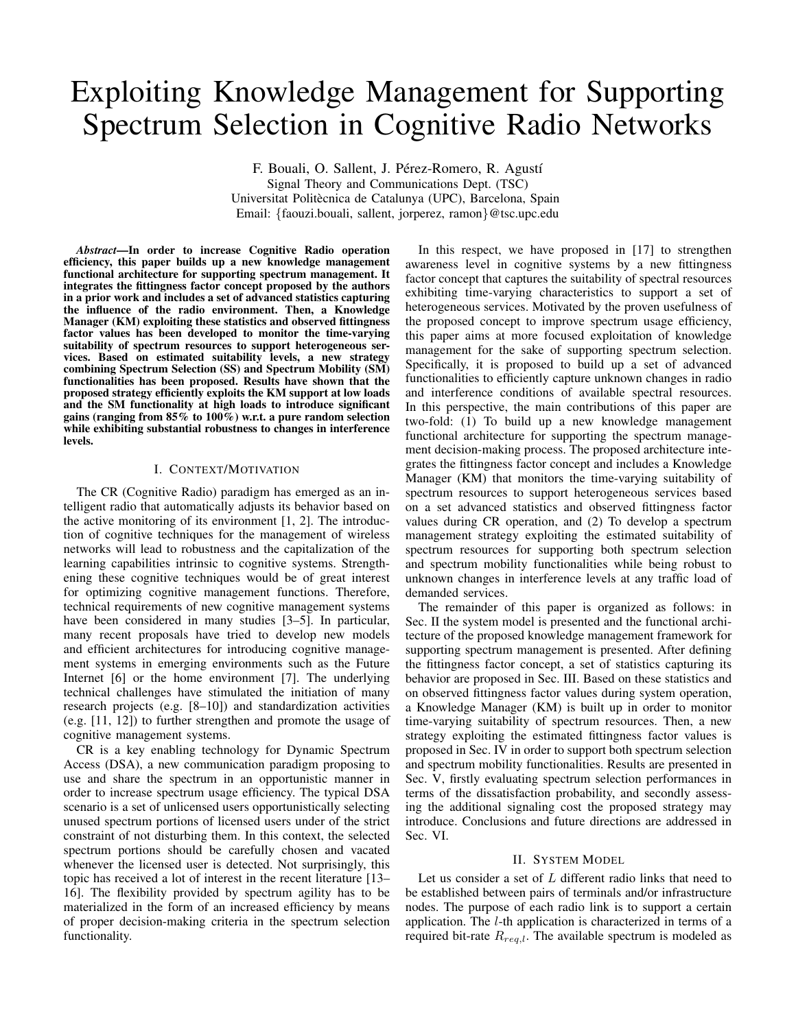# Exploiting Knowledge Management for Supporting Spectrum Selection in Cognitive Radio Networks

F. Bouali, O. Sallent, J. Pérez-Romero, R. Agustí
Signal Theory and Communications Dept. (TSC)
Universitat Politècnica de Catalunya (UPC), Barcelona, Spain
Email: {faouzi.bouali, sallent, jorperez, ramon}@tsc.upc.edu

***Abstract*—In order to increase Cognitive Radio operation efficiency, this paper builds up a new knowledge management functional architecture for supporting spectrum management. It integrates the fittingness factor concept proposed by the authors in a prior work and includes a set of advanced statistics capturing the influence of the radio environment. Then, a Knowledge Manager (KM) exploiting these statistics and observed fittingness factor values has been developed to monitor the time-varying suitability of spectrum resources to support heterogeneous services. Based on estimated suitability levels, a new strategy combining Spectrum Selection (SS) and Spectrum Mobility (SM) functionalities has been proposed. Results have shown that the proposed strategy efficiently exploits the KM support at low loads and the SM functionality at high loads to introduce significant gains (ranging from 85% to 100%) w.r.t. a pure random selection while exhibiting substantial robustness to changes in interference levels.**

## I. Context/Motivation

The CR (Cognitive Radio) paradigm has emerged as an intelligent radio that automatically adjusts its behavior based on the active monitoring of its environment [1, 2]. The introduction of cognitive techniques for the management of wireless networks will lead to robustness and the capitalization of the learning capabilities intrinsic to cognitive systems. Strengthening these cognitive techniques would be of great interest for optimizing cognitive management functions. Therefore, technical requirements of new cognitive management systems have been considered in many studies [3–5]. In particular, many recent proposals have tried to develop new models and efficient architectures for introducing cognitive management systems in emerging environments such as the Future Internet [6] or the home environment [7]. The underlying technical challenges have stimulated the initiation of many research projects (e.g. [8–10]) and standardization activities (e.g. [11, 12]) to further strengthen and promote the usage of cognitive management systems.

CR is a key enabling technology for Dynamic Spectrum Access (DSA), a new communication paradigm proposing to use and share the spectrum in an opportunistic manner in order to increase spectrum usage efficiency. The typical DSA scenario is a set of unlicensed users opportunistically selecting unused spectrum portions of licensed users under the strict constraint of not disturbing them. In this context, the selected spectrum portions should be carefully chosen and vacated whenever the licensed user is detected. Not surprisingly, this topic has received a lot of interest in the recent literature [13–16]. The flexibility provided by spectrum agility has to be materialized in the form of an increased efficiency by means of proper decision-making criteria in the spectrum selection functionality.

In this respect, we have proposed in [17] to strengthen awareness level in cognitive systems by a new fittingness factor concept that captures the suitability of spectral resources exhibiting time-varying characteristics to support a set of heterogeneous services. Motivated by the proven usefulness of the proposed concept to improve spectrum usage efficiency, this paper aims at more focused exploitation of knowledge management for the sake of supporting spectrum selection. Specifically, it is proposed to build up a set of advanced functionalities to efficiently capture unknown changes in radio and interference conditions of available spectral resources. In this perspective, the main contributions of this paper are two-fold: (1) To build up a new knowledge management functional architecture for supporting the spectrum management decision-making process. The proposed architecture integrates the fittingness factor concept and includes a Knowledge Manager (KM) that monitors the time-varying suitability of spectrum resources to support heterogeneous services based on a set advanced statistics and observed fittingness factor values during CR operation, and (2) To develop a spectrum management strategy exploiting the estimated suitability of spectrum resources for supporting both spectrum selection and spectrum mobility functionalities while being robust to unknown changes in interference levels at any traffic load of demanded services.

The remainder of this paper is organized as follows: in Sec. II the system model is presented and the functional architecture of the proposed knowledge management framework for supporting spectrum management is presented. After defining the fittingness factor concept, a set of statistics capturing its behavior are proposed in Sec. III. Based on these statistics and on observed fittingness factor values during system operation, a Knowledge Manager (KM) is built up in order to monitor time-varying suitability of spectrum resources. Then, a new strategy exploiting the estimated fittingness factor values is proposed in Sec. IV in order to support both spectrum selection and spectrum mobility functionalities. Results are presented in Sec. V, firstly evaluating spectrum selection performances in terms of the dissatisfaction probability, and secondly assessing the additional signaling cost the proposed strategy may introduce. Conclusions and future directions are addressed in Sec. VI.

## II. System Model

Let us consider a set of $L$ different radio links that need to be established between pairs of terminals and/or infrastructure nodes. The purpose of each radio link is to support a certain application. The $l$-th application is characterized in terms of a required bit-rate $R_{req,l}$. The available spectrum is modeled as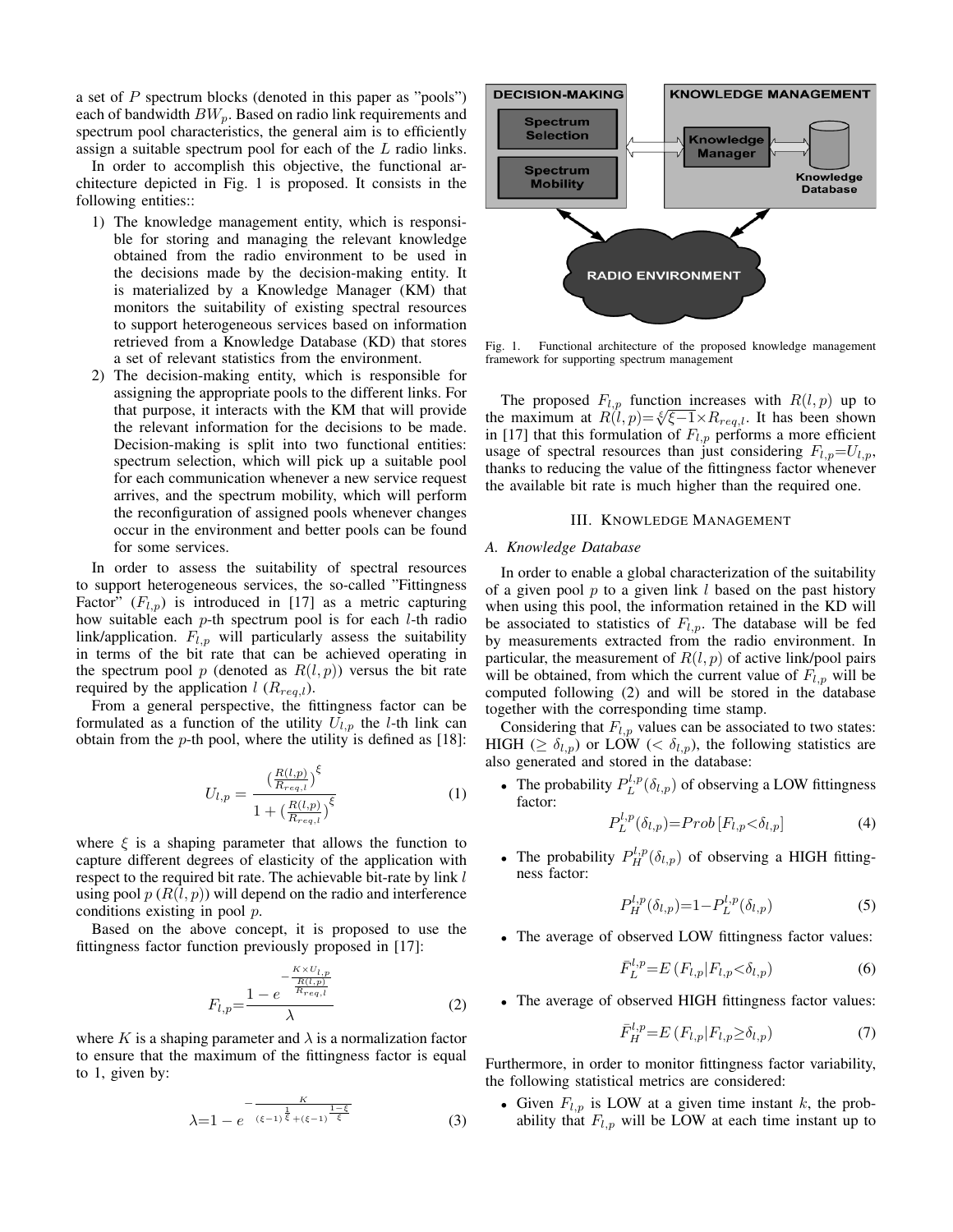a set of $P$ spectrum blocks (denoted in this paper as "pools") each of bandwidth $BW_p$. Based on radio link requirements and spectrum pool characteristics, the general aim is to efficiently assign a suitable spectrum pool for each of the $L$ radio links.

In order to accomplish this objective, the functional architecture depicted in Fig. 1 is proposed. It consists in the following entities::

1) The knowledge management entity, which is responsible for storing and managing the relevant knowledge obtained from the radio environment to be used in the decisions made by the decision-making entity. It is materialized by a Knowledge Manager (KM) that monitors the suitability of existing spectral resources to support heterogeneous services based on information retrieved from a Knowledge Database (KD) that stores a set of relevant statistics from the environment.
2) The decision-making entity, which is responsible for assigning the appropriate pools to the different links. For that purpose, it interacts with the KM that will provide the relevant information for the decisions to be made. Decision-making is split into two functional entities: spectrum selection, which will pick up a suitable pool for each communication whenever a new service request arrives, and the spectrum mobility, which will perform the reconfiguration of assigned pools whenever changes occur in the environment and better pools can be found for some services.

In order to assess the suitability of spectral resources to support heterogeneous services, the so-called "Fittingness Factor" ($F_{l,p}$) is introduced in [17] as a metric capturing how suitable each $p$-th spectrum pool is for each $l$-th radio link/application. $F_{l,p}$ will particularly assess the suitability in terms of the bit rate that can be achieved operating in the spectrum pool $p$ (denoted as $R(l,p)$) versus the bit rate required by the application $l$ ($R_{req,l}$).

From a general perspective, the fittingness factor can be formulated as a function of the utility $U_{l,p}$ the $l$-th link can obtain from the $p$-th pool, where the utility is defined as [18]:

$$U_{l,p} = \frac{\left(\frac{R(l,p)}{R_{req,l}}\right)^{\xi}}{1 + \left(\frac{R(l,p)}{R_{req,l}}\right)^{\xi}} \tag{1}$$

where $\xi$ is a shaping parameter that allows the function to capture different degrees of elasticity of the application with respect to the required bit rate. The achievable bit-rate by link $l$ using pool $p$ ($R(l,p)$) will depend on the radio and interference conditions existing in pool $p$.

Based on the above concept, it is proposed to use the fittingness factor function previously proposed in [17]:

$$F_{l,p} = \frac{1 - e^{-\frac{K \times U_{l,p}}{\frac{R(l,p)}{R_{req,l}}}}}{\lambda} \tag{2}$$

where $K$ is a shaping parameter and $\lambda$ is a normalization factor to ensure that the maximum of the fittingness factor is equal to 1, given by:

$$\lambda = 1 - e^{-\frac{K}{(\xi-1)^{\frac{1}{\xi}} + (\xi-1)^{\frac{1-\xi}{\xi}}}} \tag{3}$$

Fig. 1. Functional architecture of the proposed knowledge management framework for supporting spectrum management

The proposed $F_{l,p}$ function increases with $R(l,p)$ up to the maximum at $R(l,p) = \sqrt[\xi]{\xi - 1} \times R_{req,l}$. It has been shown in [17] that this formulation of $F_{l,p}$ performs a more efficient usage of spectral resources than just considering $F_{l,p} = U_{l,p}$, thanks to reducing the value of the fittingness factor whenever the available bit rate is much higher than the required one.

## III. Knowledge Management

### A. Knowledge Database

In order to enable a global characterization of the suitability of a given pool $p$ to a given link $l$ based on the past history when using this pool, the information retained in the KD will be associated to statistics of $F_{l,p}$. The database will be fed by measurements extracted from the radio environment. In particular, the measurement of $R(l,p)$ of active link/pool pairs will be obtained, from which the current value of $F_{l,p}$ will be computed following (2) and will be stored in the database together with the corresponding time stamp.

Considering that $F_{l,p}$ values can be associated to two states: HIGH ($\geq \delta_{l,p}$) or LOW ($< \delta_{l,p}$), the following statistics are also generated and stored in the database:

- The probability $P_L^{l,p}(\delta_{l,p})$ of observing a LOW fittingness factor:

$$P_L^{l,p}(\delta_{l,p}) = Prob\left[F_{l,p} < \delta_{l,p}\right] \tag{4}$$

- The probability $P_H^{l,p}(\delta_{l,p})$ of observing a HIGH fittingness factor:

$$P_H^{l,p}(\delta_{l,p}) = 1 - P_L^{l,p}(\delta_{l,p}) \tag{5}$$

- The average of observed LOW fittingness factor values:

$$\bar{F}_L^{l,p} = E\left(F_{l,p} | F_{l,p} < \delta_{l,p}\right) \tag{6}$$

- The average of observed HIGH fittingness factor values:

$$\bar{F}_H^{l,p} = E\left(F_{l,p} | F_{l,p} \geq \delta_{l,p}\right) \tag{7}$$

Furthermore, in order to monitor fittingness factor variability, the following statistical metrics are considered:

- Given $F_{l,p}$ is LOW at a given time instant $k$, the probability that $F_{l,p}$ will be LOW at each time instant up to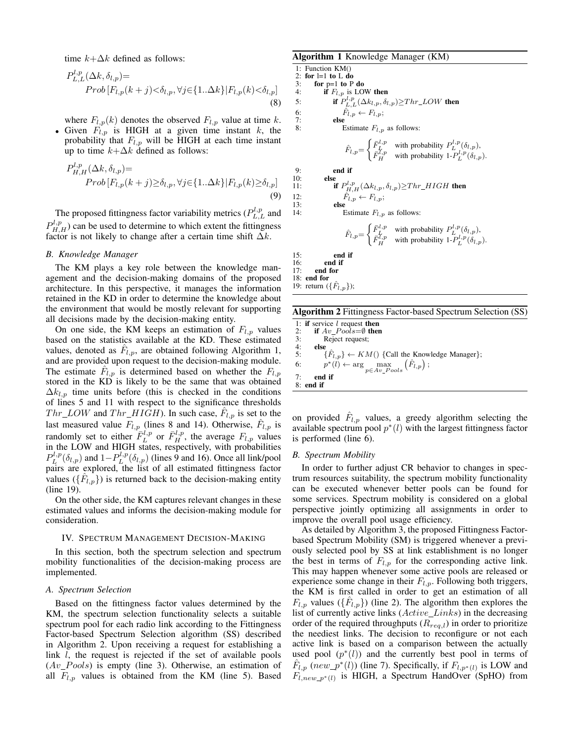time $k+\Delta k$ defined as follows:

$$P_{L,L}^{l,p}(\Delta k, \delta_{l,p}) = Prob\left[F_{l,p}(k+j)<\delta_{l,p}, \forall j\in\{1..\Delta k\} | F_{l,p}(k)<\delta_{l,p}\right] \tag{8}$$

where $F_{l,p}(k)$ denotes the observed $F_{l,p}$ value at time $k$.

- Given $F_{l,p}$ is HIGH at a given time instant $k$, the probability that $F_{l,p}$ will be HIGH at each time instant up to time $k+\Delta k$ defined as follows:

$$P_{H,H}^{l,p}(\Delta k, \delta_{l,p}) = Prob\left[F_{l,p}(k+j)\geq\delta_{l,p}, \forall j\in\{1..\Delta k\} | F_{l,p}(k)\geq\delta_{l,p}\right] \tag{9}$$

The proposed fittingness factor variability metrics ($P_{L,L}^{l,p}$ and $P_{H,H}^{l,p}$) can be used to determine to which extent the fittingness factor is not likely to change after a certain time shift $\Delta k$.

### B. Knowledge Manager

The KM plays a key role between the knowledge management and the decision-making domains of the proposed architecture. In this perspective, it manages the information retained in the KD in order to determine the knowledge about the environment that would be mostly relevant for supporting all decisions made by the decision-making entity.

On one side, the KM keeps an estimation of $F_{l,p}$ values based on the statistics available at the KD. These estimated values, denoted as $\hat{F}_{l,p}$, are obtained following Algorithm 1, and are provided upon request to the decision-making module. The estimate $\hat{F}_{l,p}$ is determined based on whether the $F_{l,p}$ stored in the KD is likely to be the same that was obtained $\Delta k_{l,p}$ time units before (this is checked in the conditions of lines 5 and 11 with respect to the significance thresholds $Thr\_LOW$ and $Thr\_HIGH$). In such case, $\hat{F}_{l,p}$ is set to the last measured value $F_{l,p}$ (lines 8 and 14). Otherwise, $\hat{F}_{l,p}$ is randomly set to either $\bar{F}_L^{l,p}$ or $\bar{F}_H^{l,p}$, the average $F_{l,p}$ values in the LOW and HIGH states, respectively, with probabilities $P_L^{l,p}(\delta_{l,p})$ and $1-P_L^{l,p}(\delta_{l,p})$ (lines 9 and 16). Once all link/pool pairs are explored, the list of all estimated fittingness factor values ($\{\hat{F}_{l,p}\}$) is returned back to the decision-making entity (line 19).

On the other side, the KM captures relevant changes in these estimated values and informs the decision-making module for consideration.

## IV. Spectrum Management Decision-Making

In this section, both the spectrum selection and spectrum mobility functionalities of the decision-making process are implemented.

### A. Spectrum Selection

Based on the fittingness factor values determined by the KM, the spectrum selection functionality selects a suitable spectrum pool for each radio link according to the Fittingness Factor-based Spectrum Selection algorithm (SS) described in Algorithm 2. Upon receiving a request for establishing a link $l$, the request is rejected if the set of available pools ($Av\_Pools$) is empty (line 3). Otherwise, an estimation of all $F_{l,p}$ values is obtained from the KM (line 5). Based on provided $\hat{F}_{l,p}$ values, a greedy algorithm selecting the available spectrum pool $p^*(l)$ with the largest fittingness factor is performed (line 6).

**Algorithm 1** Knowledge Manager (KM)

1: Function KM()
2: **for** l=1 **to** L **do**
3: &nbsp;&nbsp;**for** p=1 **to** P **do**
4: &nbsp;&nbsp;&nbsp;&nbsp;**if** $F_{l,p}$ is LOW **then**
5: &nbsp;&nbsp;&nbsp;&nbsp;&nbsp;&nbsp;**if** $P_{L,L}^{l,p}(\Delta k_{l,p}, \delta_{l,p})\geq Thr\_LOW$ **then**
6: &nbsp;&nbsp;&nbsp;&nbsp;&nbsp;&nbsp;&nbsp;&nbsp;$\hat{F}_{l,p} \leftarrow F_{l,p}$;
7: &nbsp;&nbsp;&nbsp;&nbsp;&nbsp;&nbsp;**else**
8: &nbsp;&nbsp;&nbsp;&nbsp;&nbsp;&nbsp;&nbsp;&nbsp;Estimate $F_{l,p}$ as follows:

$$\hat{F}_{l,p} = \begin{cases} \bar{F}_L^{l,p} & \text{with probability } P_L^{l,p}(\delta_{l,p}), \\ \bar{F}_H^{l,p} & \text{with probability } 1\text{-}P_L^{l,p}(\delta_{l,p}). \end{cases}$$

9: &nbsp;&nbsp;&nbsp;&nbsp;&nbsp;&nbsp;**end if**
10: &nbsp;&nbsp;&nbsp;&nbsp;**else**
11: &nbsp;&nbsp;&nbsp;&nbsp;&nbsp;&nbsp;**if** $P_{H,H}^{l,p}(\Delta k_{l,p}, \delta_{l,p})\geq Thr\_HIGH$ **then**
12: &nbsp;&nbsp;&nbsp;&nbsp;&nbsp;&nbsp;&nbsp;&nbsp;$\hat{F}_{l,p} \leftarrow F_{l,p}$;
13: &nbsp;&nbsp;&nbsp;&nbsp;&nbsp;&nbsp;**else**
14: &nbsp;&nbsp;&nbsp;&nbsp;&nbsp;&nbsp;&nbsp;&nbsp;Estimate $F_{l,p}$ as follows:

$$\hat{F}_{l,p} = \begin{cases} \bar{F}_L^{l,p} & \text{with probability } P_L^{l,p}(\delta_{l,p}), \\ \bar{F}_H^{l,p} & \text{with probability } 1\text{-}P_L^{l,p}(\delta_{l,p}). \end{cases}$$

15: &nbsp;&nbsp;&nbsp;&nbsp;&nbsp;&nbsp;**end if**
16: &nbsp;&nbsp;&nbsp;&nbsp;**end if**
17: &nbsp;&nbsp;**end for**
18: **end for**
19: return ($\{\hat{F}_{l,p}\}$);

**Algorithm 2** Fittingness Factor-based Spectrum Selection (SS)

1: **if** service $l$ request **then**
2: &nbsp;&nbsp;**if** $Av\_Pools=\emptyset$ **then**
3: &nbsp;&nbsp;&nbsp;&nbsp;Reject request;
4: &nbsp;&nbsp;**else**
5: &nbsp;&nbsp;&nbsp;&nbsp;$\{\hat{F}_{l,p}\} \leftarrow KM()$ {Call the Knowledge Manager};
6: &nbsp;&nbsp;&nbsp;&nbsp;$p^*(l) \leftarrow \arg\max_{p\in Av\_Pools}\left(\hat{F}_{l,p}\right)$;
7: &nbsp;&nbsp;**end if**
8: **end if**

### B. Spectrum Mobility

In order to further adjust CR behavior to changes in spectrum resources suitability, the spectrum mobility functionality can be executed whenever better pools can be found for some services. Spectrum mobility is considered on a global perspective jointly optimizing all assignments in order to improve the overall pool usage efficiency.

As detailed by Algorithm 3, the proposed Fittingness Factor-based Spectrum Mobility (SM) is triggered whenever a previously selected pool by SS at link establishment is no longer the best in terms of $F_{l,p}$ for the corresponding active link. This may happen whenever some active pools are released or experience some change in their $F_{l,p}$. Following both triggers, the KM is first called in order to get an estimation of all $F_{l,p}$ values ($\{\hat{F}_{l,p}\}$) (line 2). The algorithm then explores the list of currently active links ($Active\_Links$) in the decreasing order of the required throughputs ($R_{req,l}$) in order to prioritize the neediest links. The decision to reconfigure or not each active link is based on a comparison between the actually used pool ($p^*(l)$) and the currently best pool in terms of $\hat{F}_{l,p}$ ($new\_p^*(l)$) (line 7). Specifically, if $F_{l,p^*(l)}$ is LOW and $F_{l,new\_p^*(l)}$ is HIGH, a Spectrum HandOver (SpHO) from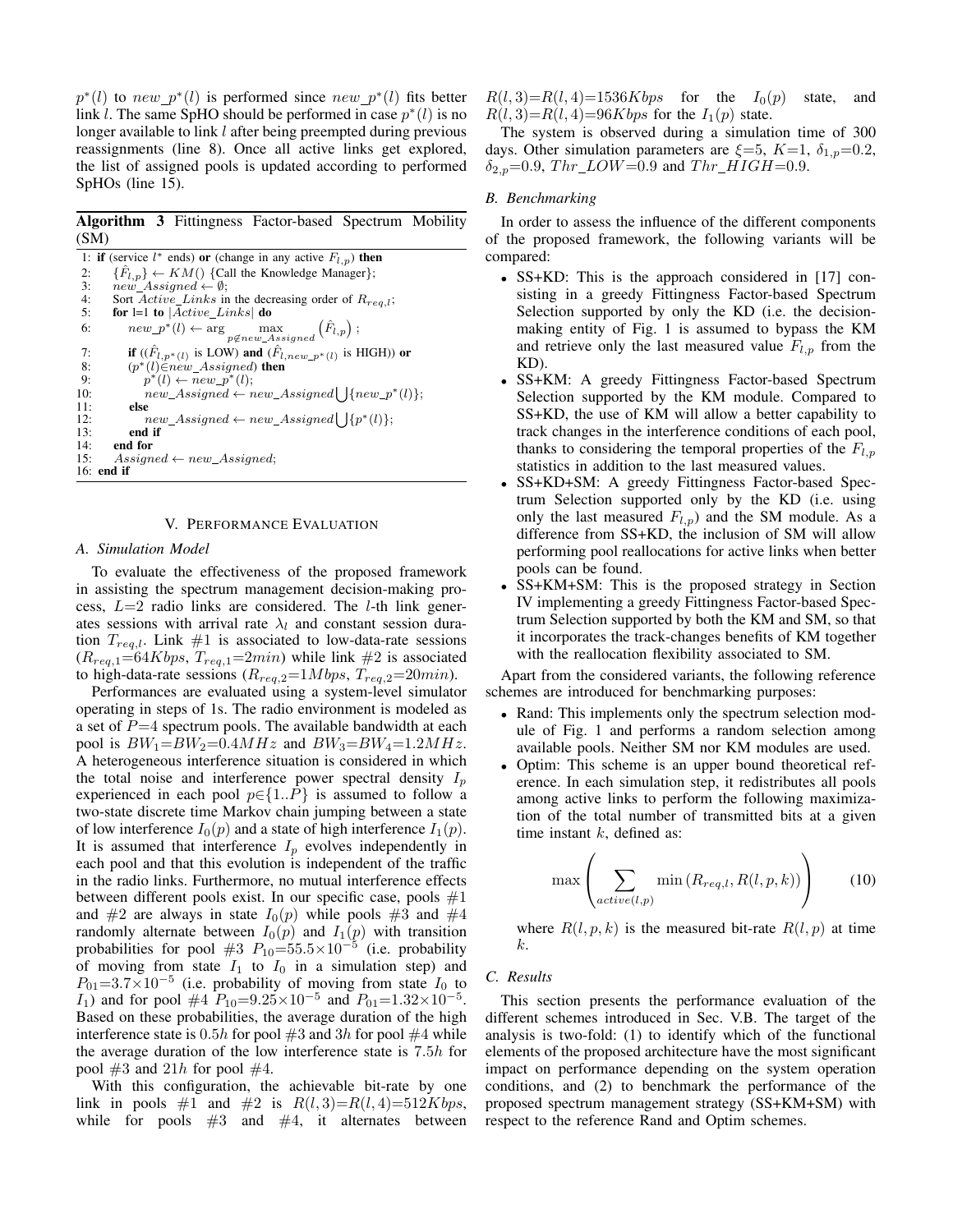$p^*(l)$ to $new\_p^*(l)$ is performed since $new\_p^*(l)$ fits better link $l$. The same SpHO should be performed in case $p^*(l)$ is no longer available to link $l$ after being preempted during previous reassignments (line 8). Once all active links get explored, the list of assigned pools is updated according to performed SpHOs (line 15).

**Algorithm 3** Fittingness Factor-based Spectrum Mobility (SM)

```
1: if (service l* ends) or (change in any active F_{l,p}) then
2:    {F̂_{l,p}} ← KM() {Call the Knowledge Manager};
3:    new_Assigned ← ∅;
4:    Sort Active_Links in the decreasing order of R_{req,l};
5:    for l=1 to |Active_Links| do
6:       new_p*(l) ← arg max_{p∉new_Assigned} (F̂_{l,p});
7:       if ((F̂_{l,p*(l)} is LOW) and (F̂_{l,new_p*(l)} is HIGH)) or
8:       (p*(l)∈new_Assigned) then
9:          p*(l) ← new_p*(l);
10:         new_Assigned ← new_Assigned ⋃ {new_p*(l)};
11:      else
12:         new_Assigned ← new_Assigned ⋃ {p*(l)};
13:      end if
14:   end for
15:   Assigned ← new_Assigned;
16: end if
```

## V. Performance Evaluation

### A. Simulation Model

To evaluate the effectiveness of the proposed framework in assisting the spectrum management decision-making process, $L$=2 radio links are considered. The $l$-th link generates sessions with arrival rate $\lambda_l$ and constant session duration $T_{req,l}$. Link #1 is associated to low-data-rate sessions ($R_{req,1}$=64$Kbps$, $T_{req,1}$=2$min$) while link #2 is associated to high-data-rate sessions ($R_{req,2}$=1$Mbps$, $T_{req,2}$=20$min$).

Performances are evaluated using a system-level simulator operating in steps of 1s. The radio environment is modeled as a set of $P$=4 spectrum pools. The available bandwidth at each pool is $BW_1$=$BW_2$=0.4$MHz$ and $BW_3$=$BW_4$=1.2$MHz$. A heterogeneous interference situation is considered in which the total noise and interference power spectral density $I_p$ experienced in each pool $p\in\{1..P\}$ is assumed to follow a two-state discrete time Markov chain jumping between a state of low interference $I_0(p)$ and a state of high interference $I_1(p)$. It is assumed that interference $I_p$ evolves independently in each pool and that this evolution is independent of the traffic in the radio links. Furthermore, no mutual interference effects between different pools exist. In our specific case, pools #1 and #2 are always in state $I_0(p)$ while pools #3 and #4 randomly alternate between $I_0(p)$ and $I_1(p)$ with transition probabilities for pool #3 $P_{10}$=55.5×$10^{-5}$ (i.e. probability of moving from state $I_1$ to $I_0$ in a simulation step) and $P_{01}$=3.7×$10^{-5}$ (i.e. probability of moving from state $I_0$ to $I_1$) and for pool #4 $P_{10}$=9.25×$10^{-5}$ and $P_{01}$=1.32×$10^{-5}$. Based on these probabilities, the average duration of the high interference state is 0.5$h$ for pool #3 and 3$h$ for pool #4 while the average duration of the low interference state is 7.5$h$ for pool #3 and 21$h$ for pool #4.

With this configuration, the achievable bit-rate by one link in pools #1 and #2 is $R(l,3)$=$R(l,4)$=512$Kbps$, while for pools #3 and #4, it alternates between $R(l,3)$=$R(l,4)$=1536$Kbps$ for the $I_0(p)$ state, and $R(l,3)$=$R(l,4)$=96$Kbps$ for the $I_1(p)$ state.

The system is observed during a simulation time of 300 days. Other simulation parameters are $\xi$=5, $K$=1, $\delta_{1,p}$=0.2, $\delta_{2,p}$=0.9, $Thr\_LOW$=0.9 and $Thr\_HIGH$=0.9.

### B. Benchmarking

In order to assess the influence of the different components of the proposed framework, the following variants will be compared:

- SS+KD: This is the approach considered in [17] consisting in a greedy Fittingness Factor-based Spectrum Selection supported by only the KD (i.e. the decision-making entity of Fig. 1 is assumed to bypass the KM and retrieve only the last measured value $F_{l,p}$ from the KD).
- SS+KM: A greedy Fittingness Factor-based Spectrum Selection supported by the KM module. Compared to SS+KD, the use of KM will allow a better capability to track changes in the interference conditions of each pool, thanks to considering the temporal properties of the $F_{l,p}$ statistics in addition to the last measured values.
- SS+KD+SM: A greedy Fittingness Factor-based Spectrum Selection supported only by the KD (i.e. using only the last measured $F_{l,p}$) and the SM module. As a difference from SS+KD, the inclusion of SM will allow performing pool reallocations for active links when better pools can be found.
- SS+KM+SM: This is the proposed strategy in Section IV implementing a greedy Fittingness Factor-based Spectrum Selection supported by both the KM and SM, so that it incorporates the track-changes benefits of KM together with the reallocation flexibility associated to SM.

Apart from the considered variants, the following reference schemes are introduced for benchmarking purposes:

- Rand: This implements only the spectrum selection module of Fig. 1 and performs a random selection among available pools. Neither SM nor KM modules are used.
- Optim: This scheme is an upper bound theoretical reference. In each simulation step, it redistributes all pools among active links to perform the following maximization of the total number of transmitted bits at a given time instant $k$, defined as:

$$\max\left(\sum_{active(l,p)} \min\left(R_{req,l}, R(l,p,k)\right)\right) \qquad (10)$$

where $R(l,p,k)$ is the measured bit-rate $R(l,p)$ at time $k$.

### C. Results

This section presents the performance evaluation of the different schemes introduced in Sec. V.B. The target of the analysis is two-fold: (1) to identify which of the functional elements of the proposed architecture have the most significant impact on performance depending on the system operation conditions, and (2) to benchmark the performance of the proposed spectrum management strategy (SS+KM+SM) with respect to the reference Rand and Optim schemes.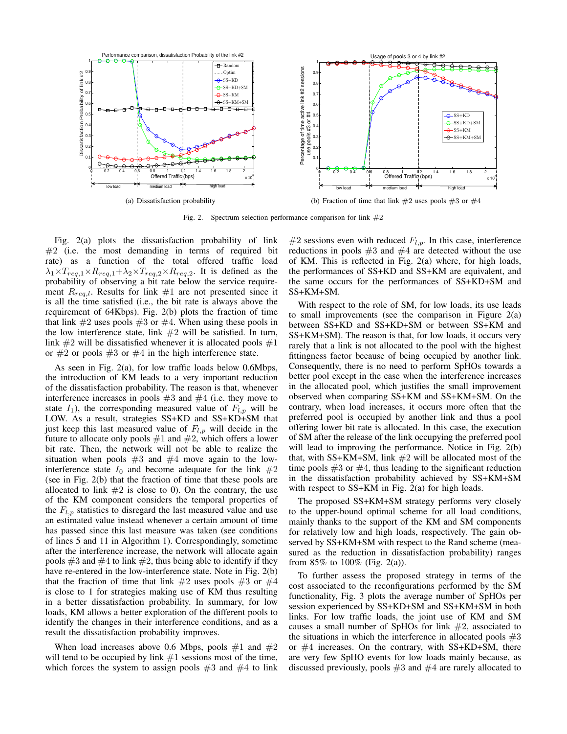(a) Dissatisfaction probability

(b) Fraction of time that link #2 uses pools #3 or #4

Fig. 2. Spectrum selection performance comparison for link #2

Fig. 2(a) plots the dissatisfaction probability of link #2 (i.e. the most demanding in terms of required bit rate) as a function of the total offered traffic load $\lambda_1 \times T_{req,1} \times R_{req,1} + \lambda_2 \times T_{req,2} \times R_{req,2}$. It is defined as the probability of observing a bit rate below the service requirement $R_{req,l}$. Results for link #1 are not presented since it is all the time satisfied (i.e., the bit rate is always above the requirement of 64Kbps). Fig. 2(b) plots the fraction of time that link #2 uses pools #3 or #4. When using these pools in the low interference state, link #2 will be satisfied. In turn, link #2 will be dissatisfied whenever it is allocated pools #1 or #2 or pools #3 or #4 in the high interference state.

As seen in Fig. 2(a), for low traffic loads below 0.6Mbps, the introduction of KM leads to a very important reduction of the dissatisfaction probability. The reason is that, whenever interference increases in pools #3 and #4 (i.e. they move to state $I_1$), the corresponding measured value of $F_{l,p}$ will be LOW. As a result, strategies SS+KD and SS+KD+SM that just keep this last measured value of $F_{l,p}$ will decide in the future to allocate only pools #1 and #2, which offers a lower bit rate. Then, the network will not be able to realize the situation when pools #3 and #4 move again to the low-interference state $I_0$ and become adequate for the link #2 (see in Fig. 2(b) that the fraction of time that these pools are allocated to link #2 is close to 0). On the contrary, the use of the KM component considers the temporal properties of the $F_{l,p}$ statistics to disregard the last measured value and use an estimated value instead whenever a certain amount of time has passed since this last measure was taken (see conditions of lines 5 and 11 in Algorithm 1). Correspondingly, sometime after the interference increase, the network will allocate again pools #3 and #4 to link #2, thus being able to identify if they have re-entered in the low-interference state. Note in Fig. 2(b) that the fraction of time that link #2 uses pools #3 or #4 is close to 1 for strategies making use of KM thus resulting in a better dissatisfaction probability. In summary, for low loads, KM allows a better exploration of the different pools to identify the changes in their interference conditions, and as a result the dissatisfaction probability improves.

When load increases above 0.6 Mbps, pools #1 and #2 will tend to be occupied by link #1 sessions most of the time, which forces the system to assign pools #3 and #4 to link #2 sessions even with reduced $F_{l,p}$. In this case, interference reductions in pools #3 and #4 are detected without the use of KM. This is reflected in Fig. 2(a) where, for high loads, the performances of SS+KD and SS+KM are equivalent, and the same occurs for the performances of SS+KD+SM and SS+KM+SM.

With respect to the role of SM, for low loads, its use leads to small improvements (see the comparison in Figure 2(a) between SS+KD and SS+KD+SM or between SS+KM and SS+KM+SM). The reason is that, for low loads, it occurs very rarely that a link is not allocated to the pool with the highest fittingness factor because of being occupied by another link. Consequently, there is no need to perform SpHOs towards a better pool except in the case when the interference increases in the allocated pool, which justifies the small improvement observed when comparing SS+KM and SS+KM+SM. On the contrary, when load increases, it occurs more often that the preferred pool is occupied by another link and thus a pool offering lower bit rate is allocated. In this case, the execution of SM after the release of the link occupying the preferred pool will lead to improving the performance. Notice in Fig. 2(b) that, with SS+KM+SM, link #2 will be allocated most of the time pools #3 or #4, thus leading to the significant reduction in the dissatisfaction probability achieved by SS+KM+SM with respect to SS+KM in Fig. 2(a) for high loads.

The proposed SS+KM+SM strategy performs very closely to the upper-bound optimal scheme for all load conditions, mainly thanks to the support of the KM and SM components for relatively low and high loads, respectively. The gain observed by SS+KM+SM with respect to the Rand scheme (measured as the reduction in dissatisfaction probability) ranges from 85% to 100% (Fig. 2(a)).

To further assess the proposed strategy in terms of the cost associated to the reconfigurations performed by the SM functionality, Fig. 3 plots the average number of SpHOs per session experienced by SS+KD+SM and SS+KM+SM in both links. For low traffic loads, the joint use of KM and SM causes a small number of SpHOs for link #2, associated to the situations in which the interference in allocated pools #3 or #4 increases. On the contrary, with SS+KD+SM, there are very few SpHO events for low loads mainly because, as discussed previously, pools #3 and #4 are rarely allocated to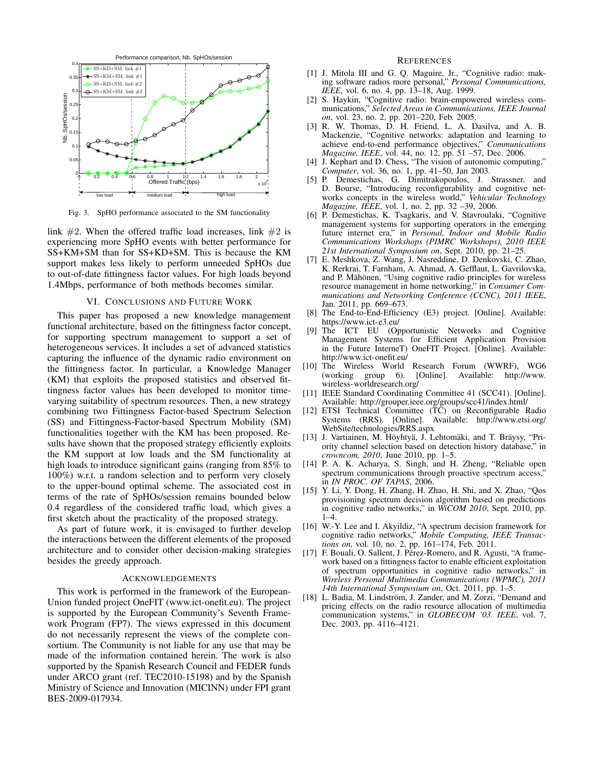Performance comparison, Nb. SpHOs/session

SS+KD+SM, link #1
SS+KM+SM, link #1
SS+KD+SM, link #2
SS+KM+SM, link #2

Nb. SpHOs/session

Offered Traffic (bps)

x 10^6

low load
medium load
high load

Fig. 3. SpHO performance associated to the SM functionality

link #2. When the offered traffic load increases, link #2 is experiencing more SpHO events with better performance for SS+KM+SM than for SS+KD+SM. This is because the KM support makes less likely to perform unneeded SpHOs due to out-of-date fittingness factor values. For high loads beyond 1.4Mbps, performance of both methods becomes similar.

## VI. Conclusions and Future Work

This paper has proposed a new knowledge management functional architecture, based on the fittingness factor concept, for supporting spectrum management to support a set of heterogeneous services. It includes a set of advanced statistics capturing the influence of the dynamic radio environment on the fittingness factor. In particular, a Knowledge Manager (KM) that exploits the proposed statistics and observed fittingness factor values has been developed to monitor time-varying suitability of spectrum resources. Then, a new strategy combining two Fittingness Factor-based Spectrum Selection (SS) and Fittingness-Factor-based Spectrum Mobility (SM) functionalities together with the KM has been proposed. Results have shown that the proposed strategy efficiently exploits the KM support at low loads and the SM functionality at high loads to introduce significant gains (ranging from 85% to 100%) w.r.t. a random selection and to perform very closely to the upper-bound optimal scheme. The associated cost in terms of the rate of SpHOs/session remains bounded below 0.4 regardless of the considered traffic load, which gives a first sketch about the practicality of the proposed strategy.

As part of future work, it is envisaged to further develop the interactions between the different elements of the proposed architecture and to consider other decision-making strategies besides the greedy approach.

## Acknowledgements

This work is performed in the framework of the European-Union funded project OneFIT (www.ict-onefit.eu). The project is supported by the European Community's Seventh Framework Program (FP7). The views expressed in this document do not necessarily represent the views of the complete consortium. The Community is not liable for any use that may be made of the information contained herein. The work is also supported by the Spanish Research Council and FEDER funds under ARCO grant (ref. TEC2010-15198) and by the Spanish Ministry of Science and Innovation (MICINN) under FPI grant BES-2009-017934.

## References

[1] J. Mitola III and G. Q. Maguire, Jr., "Cognitive radio: making software radios more personal," *Personal Communications, IEEE*, vol. 6, no. 4, pp. 13–18, Aug. 1999.

[2] S. Haykin, "Cognitive radio: brain-empowered wireless communications," *Selected Areas in Communications, IEEE Journal on*, vol. 23, no. 2, pp. 201–220, Feb. 2005.

[3] R. W. Thomas, D. H. Friend, L. A. Dasilva, and A. B. Mackenzie, "Cognitive networks: adaptation and learning to achieve end-to-end performance objectives," *Communications Magazine, IEEE*, vol. 44, no. 12, pp. 51 –57, Dec. 2006.

[4] J. Kephart and D. Chess, "The vision of autonomic computing," *Computer*, vol. 36, no. 1, pp. 41–50, Jan 2003.

[5] P. Demestichas, G. Dimitrakopoulos, J. Strassner, and D. Bourse, "Introducing reconfigurability and cognitive networks concepts in the wireless world," *Vehicular Technology Magazine, IEEE*, vol. 1, no. 2, pp. 32 –39, 2006.

[6] P. Demestichas, K. Tsagkaris, and V. Stavroulaki, "Cognitive management systems for supporting operators in the emerging future internet era," in *Personal, Indoor and Mobile Radio Communications Workshops (PIMRC Workshops), 2010 IEEE 21st International Symposium on*, Sept. 2010, pp. 21–25.

[7] E. Meshkova, Z. Wang, J. Nasreddine, D. Denkovski, C. Zhao, K. Rerkrai, T. Farnham, A. Ahmad, A. Gefflaut, L. Gavrilovska, and P. Mähönen, "Using cognitive radio principles for wireless resource management in home networking," in *Consumer Communications and Networking Conference (CCNC), 2011 IEEE*, Jan. 2011, pp. 669–673.

[8] The End-to-End-Efficiency (E3) project. [Online]. Available: https://www.ict-e3.eu/

[9] The ICT EU (Opportunistic Networks and Cognitive Management Systems for Efficient Application Provision in the Future InterneT) OneFIT Project. [Online]. Available: http://www.ict-onefit.eu/

[10] The Wireless World Research Forum (WWRF), WG6 (working group 6). [Online]. Available: http://www.wireless-worldresearch.org/

[11] IEEE Standard Coordinating Committee 41 (SCC41). [Online]. Available: http://grouper.ieee.org/groups/scc41/index.html/

[12] ETSI Technical Committee (TC) on Reconfigurable Radio Systems (RRS). [Online]. Available: http://www.etsi.org/WebSite/technologies/RRS.aspx

[13] J. Vartiainen, M. Höyhtyä, J. Lehtomäki, and T. Bräysy, "Priority channel selection based on detection history database," in *crowncom, 2010*, June 2010, pp. 1–5.

[14] P. A. K. Acharya, S. Singh, and H. Zheng, "Reliable open spectrum communications through proactive spectrum access," in *IN PROC. OF TAPAS*, 2006.

[15] Y. Li, Y. Dong, H. Zhang, H. Zhao, H. Shi, and X. Zhao, "Qos provisioning spectrum decision algorithm based on predictions in cognitive radio networks," in *WiCOM 2010*, Sept. 2010, pp. 1–4.

[16] W.-Y. Lee and I. Akyildiz, "A spectrum decision framework for cognitive radio networks," *Mobile Computing, IEEE Transactions on*, vol. 10, no. 2, pp. 161–174, Feb. 2011.

[17] F. Bouali, O. Sallent, J. Pérez-Romero, and R. Agusti, "A framework based on a fittingness factor to enable efficient exploitation of spectrum opportunities in cognitive radio networks," in *Wireless Personal Multimedia Communications (WPMC), 2011 14th International Symposium on*, Oct. 2011, pp. 1–5.

[18] L. Badia, M. Lindström, J. Zander, and M. Zorzi, "Demand and pricing effects on the radio resource allocation of multimedia communication systems," in *GLOBECOM '03. IEEE*, vol. 7, Dec. 2003, pp. 4116–4121.